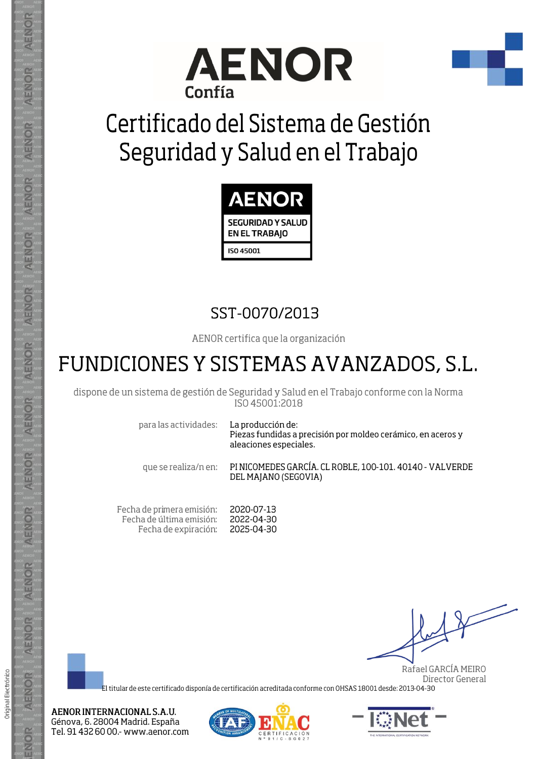AENOR
Confía

# Certificado del Sistema de Gestión Seguridad y Salud en el Trabajo

AENOR
SEGURIDAD Y SALUD EN EL TRABAJO
ISO 45001

## SST-0070/2013

AENOR certifica que la organización

## FUNDICIONES Y SISTEMAS AVANZADOS, S.L.

dispone de un sistema de gestión de Seguridad y Salud en el Trabajo conforme con la Norma ISO 45001:2018

para las actividades: La producción de:
Piezas fundidas a precisión por moldeo cerámico, en aceros y aleaciones especiales.

que se realiza/n en: PI NICOMEDES GARCÍA. CL ROBLE, 100-101. 40140 - VALVERDE DEL MAJANO (SEGOVIA)

Fecha de primera emisión: 2020-07-13
Fecha de última emisión: 2022-04-30
Fecha de expiración: 2025-04-30

Rafael GARCÍA MEIRO
Director General

El titular de este certificado disponía de certificación acreditada conforme con OHSAS 18001 desde: 2013-04-30

**AENOR INTERNACIONAL S.A.U.**
Génova, 6. 28004 Madrid. España
Tel. 91 432 60 00.- www.aenor.com

ENAC CERTIFICACIÓN Nº 01/C-SG027

Original Electrónico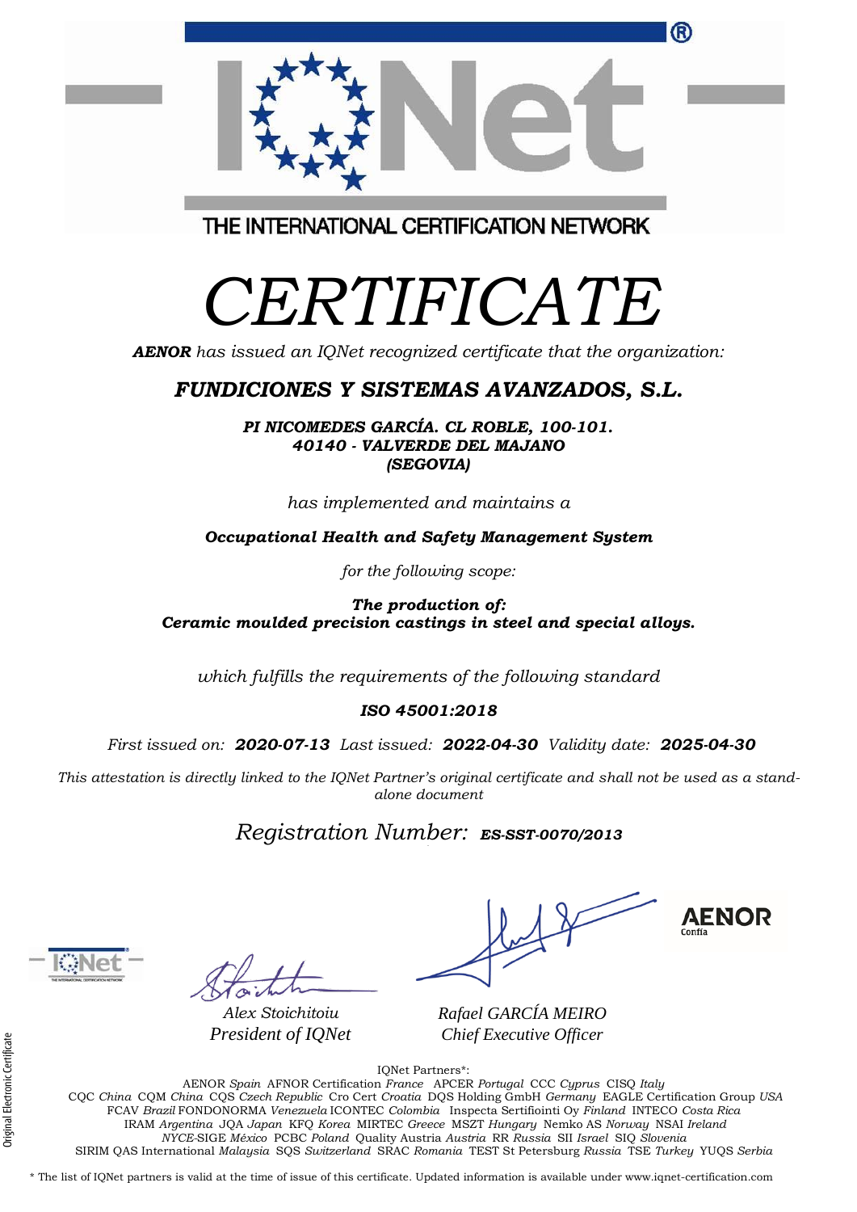THE INTERNATIONAL CERTIFICATION NETWORK

# *CERTIFICATE*

***AENOR*** *has issued an IQNet recognized certificate that the organization:*

## ***FUNDICIONES Y SISTEMAS AVANZADOS, S.L.***

***PI NICOMEDES GARCÍA. CL ROBLE, 100-101.***
***40140 - VALVERDE DEL MAJANO***
***(SEGOVIA)***

*has implemented and maintains a*

***Occupational Health and Safety Management System***

*for the following scope:*

***The production of:***
***Ceramic moulded precision castings in steel and special alloys.***

*which fulfills the requirements of the following standard*

***ISO 45001:2018***

*First issued on:* ***2020-07-13*** *Last issued:* ***2022-04-30*** *Validity date:* ***2025-04-30***

*This attestation is directly linked to the IQNet Partner's original certificate and shall not be used as a stand-alone document*

*Registration Number:* ***ES-SST-0070/2013***

*Alex Stoichitoiu*
*President of IQNet*

*Rafael GARCÍA MEIRO*
*Chief Executive Officer*

AENOR Confía

Original Electronic Certificate

IQNet Partners*:

AENOR *Spain* AFNOR Certification *France* APCER *Portugal* CCC *Cyprus* CISQ *Italy*
CQC *China* CQM *China* CQS *Czech Republic* Cro Cert *Croatia* DQS Holding GmbH *Germany* EAGLE Certification Group *USA*
FCAV *Brazil* FONDONORMA *Venezuela* ICONTEC *Colombia* Inspecta Sertifiointi Oy *Finland* INTECO *Costa Rica*
IRAM *Argentina* JQA *Japan* KFQ *Korea* MIRTEC *Greece* MSZT *Hungary* Nemko AS *Norway* NSAI *Ireland*
*NYCE*-SIGE *México* PCBC *Poland* Quality Austria *Austria* RR *Russia* SII *Israel* SIQ *Slovenia*
SIRIM QAS International *Malaysia* SQS *Switzerland* SRAC *Romania* TEST St Petersburg *Russia* TSE *Turkey* YUQS *Serbia*

\* The list of IQNet partners is valid at the time of issue of this certificate. Updated information is available under www.iqnet-certification.com